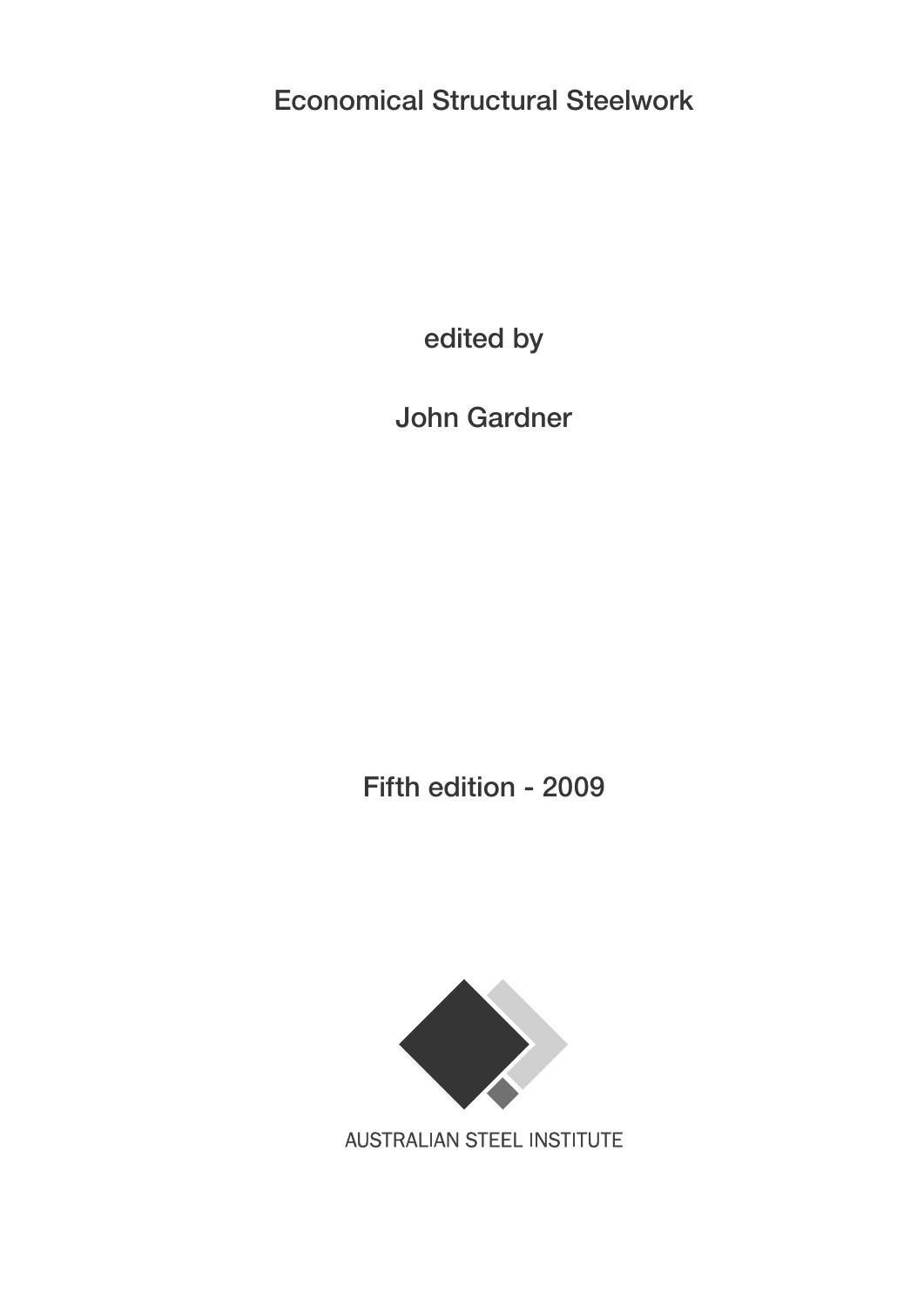# Economical Structural Steelwork

edited by

John Gardner

Fifth edition - 2009

AUSTRALIAN STEEL INSTITUTE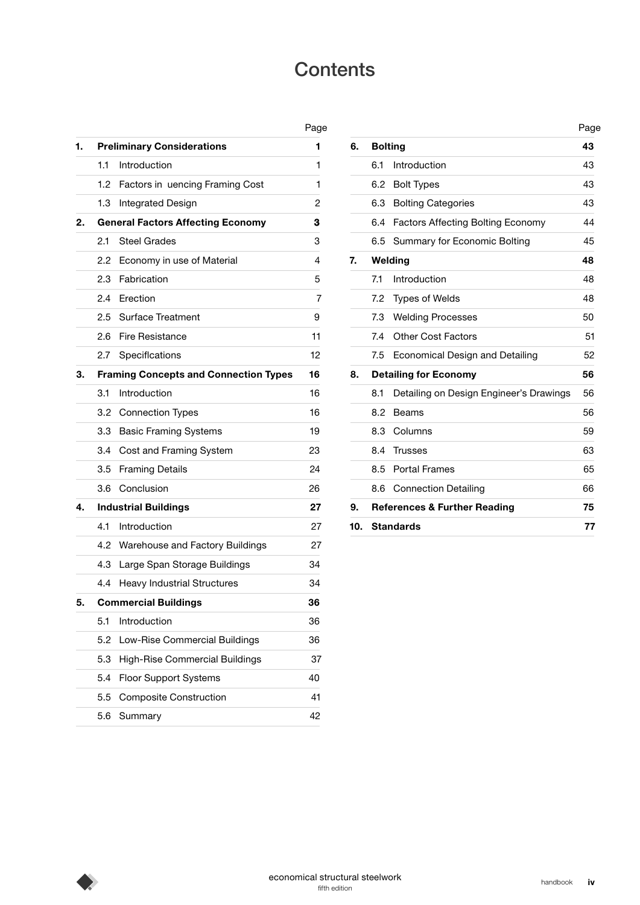# Contents

| | | Page |
|---|---|---|
| **1.** | **Preliminary Considerations** | **1** |
| 1.1 | Introduction | 1 |
| 1.2 | Factors in uencing Framing Cost | 1 |
| 1.3 | Integrated Design | 2 |
| **2.** | **General Factors Affecting Economy** | **3** |
| 2.1 | Steel Grades | 3 |
| 2.2 | Economy in use of Material | 4 |
| 2.3 | Fabrication | 5 |
| 2.4 | Erection | 7 |
| 2.5 | Surface Treatment | 9 |
| 2.6 | Fire Resistance | 11 |
| 2.7 | Speciflcations | 12 |
| **3.** | **Framing Concepts and Connection Types** | **16** |
| 3.1 | Introduction | 16 |
| 3.2 | Connection Types | 16 |
| 3.3 | Basic Framing Systems | 19 |
| 3.4 | Cost and Framing System | 23 |
| 3.5 | Framing Details | 24 |
| 3.6 | Conclusion | 26 |
| **4.** | **Industrial Buildings** | **27** |
| 4.1 | Introduction | 27 |
| 4.2 | Warehouse and Factory Buildings | 27 |
| 4.3 | Large Span Storage Buildings | 34 |
| 4.4 | Heavy Industrial Structures | 34 |
| **5.** | **Commercial Buildings** | **36** |
| 5.1 | Introduction | 36 |
| 5.2 | Low-Rise Commercial Buildings | 36 |
| 5.3 | High-Rise Commercial Buildings | 37 |
| 5.4 | Floor Support Systems | 40 |
| 5.5 | Composite Construction | 41 |
| 5.6 | Summary | 42 |
| **6.** | **Bolting** | **43** |
| 6.1 | Introduction | 43 |
| 6.2 | Bolt Types | 43 |
| 6.3 | Bolting Categories | 43 |
| 6.4 | Factors Affecting Bolting Economy | 44 |
| 6.5 | Summary for Economic Bolting | 45 |
| **7.** | **Welding** | **48** |
| 7.1 | Introduction | 48 |
| 7.2 | Types of Welds | 48 |
| 7.3 | Welding Processes | 50 |
| 7.4 | Other Cost Factors | 51 |
| 7.5 | Economical Design and Detailing | 52 |
| **8.** | **Detailing for Economy** | **56** |
| 8.1 | Detailing on Design Engineer's Drawings | 56 |
| 8.2 | Beams | 56 |
| 8.3 | Columns | 59 |
| 8.4 | Trusses | 63 |
| 8.5 | Portal Frames | 65 |
| 8.6 | Connection Detailing | 66 |
| **9.** | **References & Further Reading** | **75** |
| **10.** | **Standards** | **77** |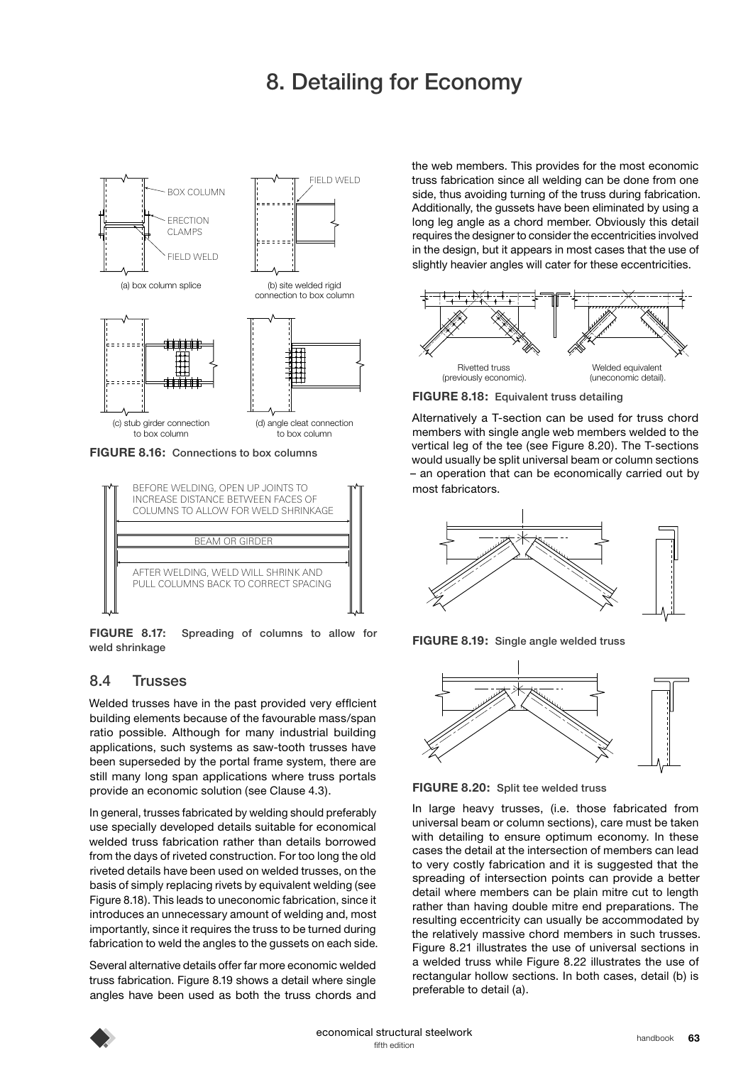# 8. Detailing for Economy

(a) box column splice

(b) site welded rigid connection to box column

(c) stub girder connection to box column

(d) angle cleat connection to box column

**FIGURE 8.16:** Connections to box columns

**FIGURE 8.17:** Spreading of columns to allow for weld shrinkage

## 8.4 Trusses

Welded trusses have in the past provided very efficient building elements because of the favourable mass/span ratio possible. Although for many industrial building applications, such systems as saw-tooth trusses have been superseded by the portal frame system, there are still many long span applications where truss portals provide an economic solution (see Clause 4.3).

In general, trusses fabricated by welding should preferably use specially developed details suitable for economical welded truss fabrication rather than details borrowed from the days of riveted construction. For too long the old riveted details have been used on welded trusses, on the basis of simply replacing rivets by equivalent welding (see Figure 8.18). This leads to uneconomic fabrication, since it introduces an unnecessary amount of welding and, most importantly, since it requires the truss to be turned during fabrication to weld the angles to the gussets on each side.

Several alternative details offer far more economic welded truss fabrication. Figure 8.19 shows a detail where single angles have been used as both the truss chords and the web members. This provides for the most economic truss fabrication since all welding can be done from one side, thus avoiding turning of the truss during fabrication. Additionally, the gussets have been eliminated by using a long leg angle as a chord member. Obviously this detail requires the designer to consider the eccentricities involved in the design, but it appears in most cases that the use of slightly heavier angles will cater for these eccentricities.

Rivetted truss (previously economic). Welded equivalent (uneconomic detail).

**FIGURE 8.18:** Equivalent truss detailing

Alternatively a T-section can be used for truss chord members with single angle web members welded to the vertical leg of the tee (see Figure 8.20). The T-sections would usually be split universal beam or column sections – an operation that can be economically carried out by most fabricators.

**FIGURE 8.19:** Single angle welded truss

**FIGURE 8.20:** Split tee welded truss

In large heavy trusses, (i.e. those fabricated from universal beam or column sections), care must be taken with detailing to ensure optimum economy. In these cases the detail at the intersection of members can lead to very costly fabrication and it is suggested that the spreading of intersection points can provide a better detail where members can be plain mitre cut to length rather than having double mitre end preparations. The resulting eccentricity can usually be accommodated by the relatively massive chord members in such trusses. Figure 8.21 illustrates the use of universal sections in a welded truss while Figure 8.22 illustrates the use of rectangular hollow sections. In both cases, detail (b) is preferable to detail (a).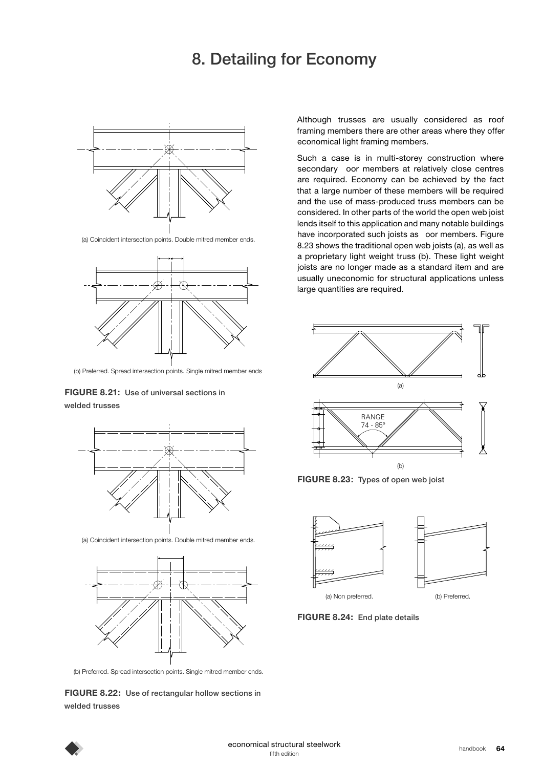# 8. Detailing for Economy

(a) Coincident intersection points. Double mitred member ends.

(b) Preferred. Spread intersection points. Single mitred member ends

**FIGURE 8.21:** Use of universal sections in welded trusses

(a) Coincident intersection points. Double mitred member ends.

(b) Preferred. Spread intersection points. Single mitred member ends.

**FIGURE 8.22:** Use of rectangular hollow sections in welded trusses

Although trusses are usually considered as roof framing members there are other areas where they offer economical light framing members.

Such a case is in multi-storey construction where secondary oor members at relatively close centres are required. Economy can be achieved by the fact that a large number of these members will be required and the use of mass-produced truss members can be considered. In other parts of the world the open web joist lends itself to this application and many notable buildings have incorporated such joists as oor members. Figure 8.23 shows the traditional open web joists (a), as well as a proprietary light weight truss (b). These light weight joists are no longer made as a standard item and are usually uneconomic for structural applications unless large quantities are required.

(a)

RANGE 74 - 85°

(b)

**FIGURE 8.23:** Types of open web joist

(a) Non preferred.

(b) Preferred.

**FIGURE 8.24:** End plate details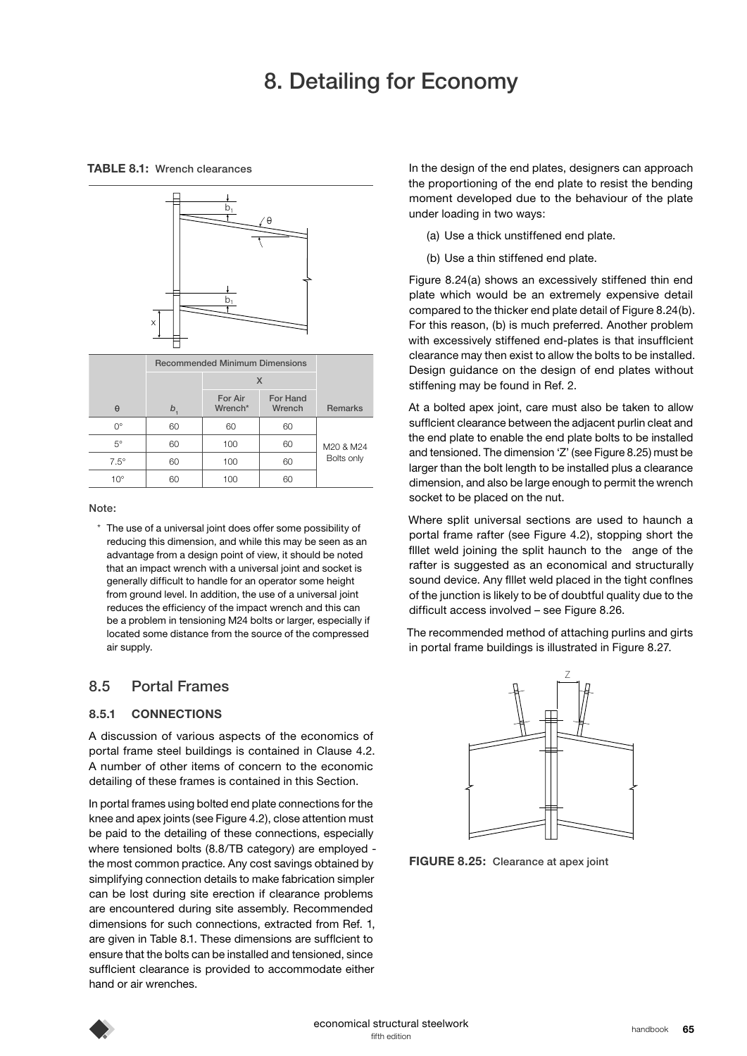# 8. Detailing for Economy

**TABLE 8.1:** Wrench clearances

b1

θ

b1

X

| | Recommended Minimum Dimensions | | | |
|---|---|---|---|---|
| | | X | | |
| θ | $b_1$ | For Air Wrench* | For Hand Wrench | Remarks |
| 0° | 60 | 60 | 60 | M20 & M24 Bolts only |
| 5° | 60 | 100 | 60 | |
| 7.5° | 60 | 100 | 60 | |
| 10° | 60 | 100 | 60 | |

Note:

\* The use of a universal joint does offer some possibility of reducing this dimension, and while this may be seen as an advantage from a design point of view, it should be noted that an impact wrench with a universal joint and socket is generally difficult to handle for an operator some height from ground level. In addition, the use of a universal joint reduces the efficiency of the impact wrench and this can be a problem in tensioning M24 bolts or larger, especially if located some distance from the source of the compressed air supply.

## 8.5 Portal Frames

### 8.5.1 CONNECTIONS

A discussion of various aspects of the economics of portal frame steel buildings is contained in Clause 4.2. A number of other items of concern to the economic detailing of these frames is contained in this Section.

In portal frames using bolted end plate connections for the knee and apex joints (see Figure 4.2), close attention must be paid to the detailing of these connections, especially where tensioned bolts (8.8/TB category) are employed - the most common practice. Any cost savings obtained by simplifying connection details to make fabrication simpler can be lost during site erection if clearance problems are encountered during site assembly. Recommended dimensions for such connections, extracted from Ref. 1, are given in Table 8.1. These dimensions are sufficient to ensure that the bolts can be installed and tensioned, since sufficient clearance is provided to accommodate either hand or air wrenches.

In the design of the end plates, designers can approach the proportioning of the end plate to resist the bending moment developed due to the behaviour of the plate under loading in two ways:

(a) Use a thick unstiffened end plate.

(b) Use a thin stiffened end plate.

Figure 8.24(a) shows an excessively stiffened thin end plate which would be an extremely expensive detail compared to the thicker end plate detail of Figure 8.24(b). For this reason, (b) is much preferred. Another problem with excessively stiffened end-plates is that insufficient clearance may then exist to allow the bolts to be installed. Design guidance on the design of end plates without stiffening may be found in Ref. 2.

At a bolted apex joint, care must also be taken to allow sufficient clearance between the adjacent purlin cleat and the end plate to enable the end plate bolts to be installed and tensioned. The dimension 'Z' (see Figure 8.25) must be larger than the bolt length to be installed plus a clearance dimension, and also be large enough to permit the wrench socket to be placed on the nut.

Where split universal sections are used to haunch a portal frame rafter (see Figure 4.2), stopping short the fillet weld joining the split haunch to the ange of the rafter is suggested as an economical and structurally sound device. Any fillet weld placed in the tight confines of the junction is likely to be of doubtful quality due to the difficult access involved – see Figure 8.26.

The recommended method of attaching purlins and girts in portal frame buildings is illustrated in Figure 8.27.

Z

**FIGURE 8.25:** Clearance at apex joint